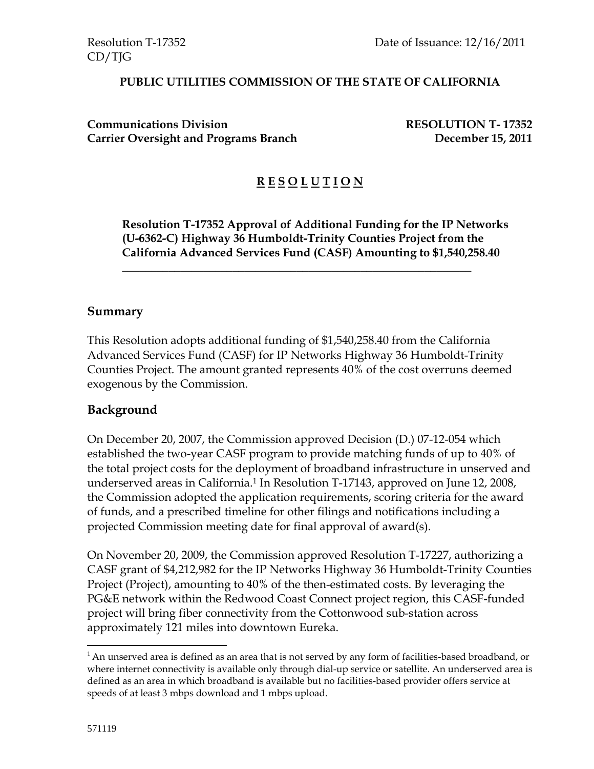Resolution T-17352
CD/TJG

Date of Issuance: 12/16/2011

**PUBLIC UTILITIES COMMISSION OF THE STATE OF CALIFORNIA**

**Communications Division**
**Carrier Oversight and Programs Branch**

**RESOLUTION T- 17352**
**December 15, 2011**

# R E S O L U T I O N

**Resolution T-17352 Approval of Additional Funding for the IP Networks (U-6362-C) Highway 36 Humboldt-Trinity Counties Project from the California Advanced Services Fund (CASF) Amounting to $1,540,258.40**

---

## Summary

This Resolution adopts additional funding of $1,540,258.40 from the California Advanced Services Fund (CASF) for IP Networks Highway 36 Humboldt-Trinity Counties Project. The amount granted represents 40% of the cost overruns deemed exogenous by the Commission.

## Background

On December 20, 2007, the Commission approved Decision (D.) 07-12-054 which established the two-year CASF program to provide matching funds of up to 40% of the total project costs for the deployment of broadband infrastructure in unserved and underserved areas in California.[1] In Resolution T-17143, approved on June 12, 2008, the Commission adopted the application requirements, scoring criteria for the award of funds, and a prescribed timeline for other filings and notifications including a projected Commission meeting date for final approval of award(s).

On November 20, 2009, the Commission approved Resolution T-17227, authorizing a CASF grant of $4,212,982 for the IP Networks Highway 36 Humboldt-Trinity Counties Project (Project), amounting to 40% of the then-estimated costs. By leveraging the PG&E network within the Redwood Coast Connect project region, this CASF-funded project will bring fiber connectivity from the Cottonwood sub-station across approximately 121 miles into downtown Eureka.

---

[1] An unserved area is defined as an area that is not served by any form of facilities-based broadband, or where internet connectivity is available only through dial-up service or satellite. An underserved area is defined as an area in which broadband is available but no facilities-based provider offers service at speeds of at least 3 mbps download and 1 mbps upload.

571119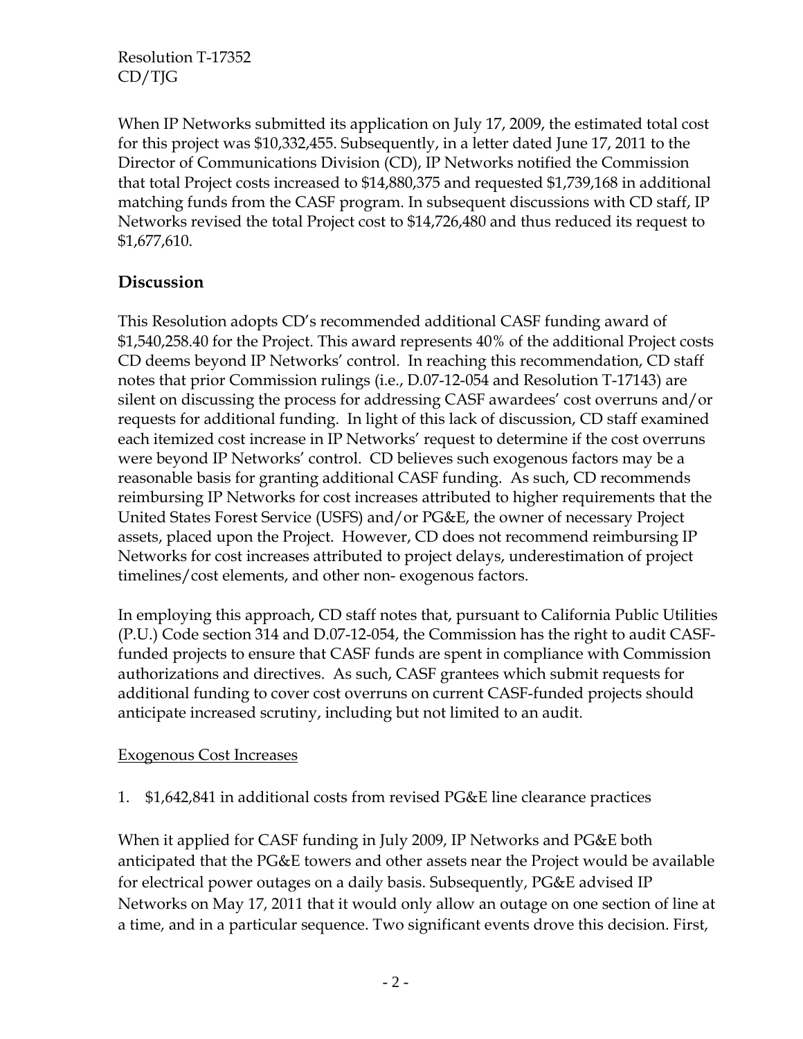When IP Networks submitted its application on July 17, 2009, the estimated total cost for this project was $10,332,455. Subsequently, in a letter dated June 17, 2011 to the Director of Communications Division (CD), IP Networks notified the Commission that total Project costs increased to $14,880,375 and requested $1,739,168 in additional matching funds from the CASF program. In subsequent discussions with CD staff, IP Networks revised the total Project cost to $14,726,480 and thus reduced its request to $1,677,610.

## Discussion

This Resolution adopts CD's recommended additional CASF funding award of $1,540,258.40 for the Project. This award represents 40% of the additional Project costs CD deems beyond IP Networks' control. In reaching this recommendation, CD staff notes that prior Commission rulings (i.e., D.07-12-054 and Resolution T-17143) are silent on discussing the process for addressing CASF awardees' cost overruns and/or requests for additional funding. In light of this lack of discussion, CD staff examined each itemized cost increase in IP Networks' request to determine if the cost overruns were beyond IP Networks' control. CD believes such exogenous factors may be a reasonable basis for granting additional CASF funding. As such, CD recommends reimbursing IP Networks for cost increases attributed to higher requirements that the United States Forest Service (USFS) and/or PG&E, the owner of necessary Project assets, placed upon the Project. However, CD does not recommend reimbursing IP Networks for cost increases attributed to project delays, underestimation of project timelines/cost elements, and other non- exogenous factors.

In employing this approach, CD staff notes that, pursuant to California Public Utilities (P.U.) Code section 314 and D.07-12-054, the Commission has the right to audit CASF-funded projects to ensure that CASF funds are spent in compliance with Commission authorizations and directives. As such, CASF grantees which submit requests for additional funding to cover cost overruns on current CASF-funded projects should anticipate increased scrutiny, including but not limited to an audit.

### Exogenous Cost Increases

1. $1,642,841 in additional costs from revised PG&E line clearance practices

When it applied for CASF funding in July 2009, IP Networks and PG&E both anticipated that the PG&E towers and other assets near the Project would be available for electrical power outages on a daily basis. Subsequently, PG&E advised IP Networks on May 17, 2011 that it would only allow an outage on one section of line at a time, and in a particular sequence. Two significant events drove this decision. First,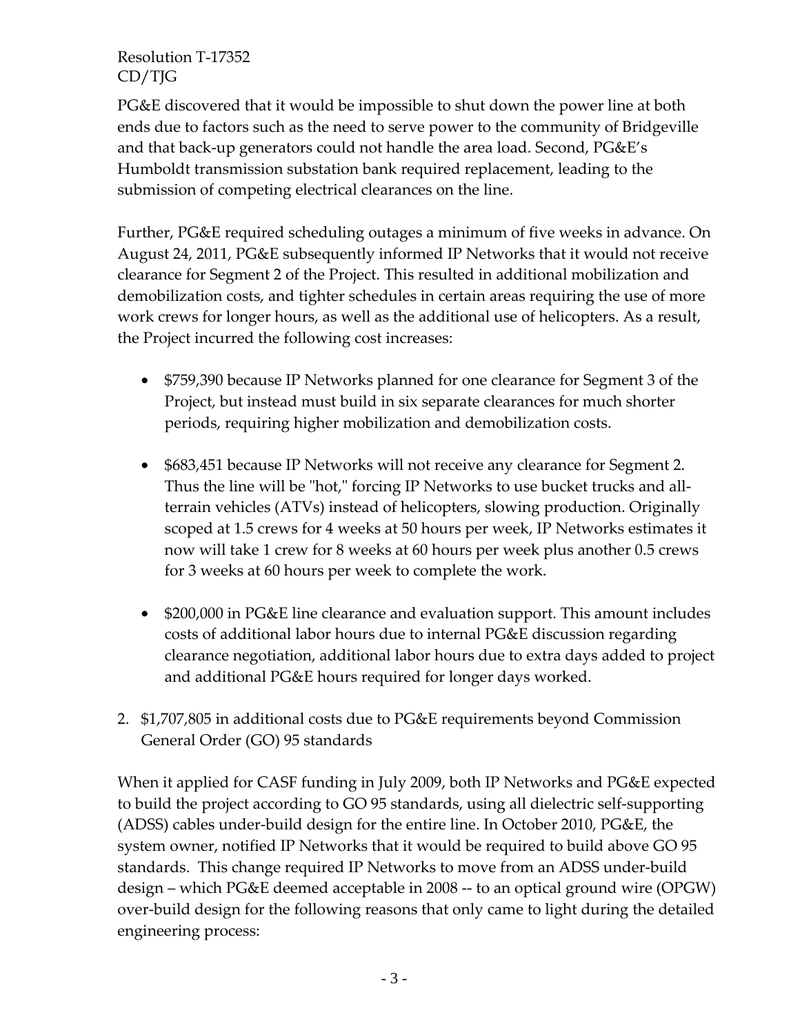PG&E discovered that it would be impossible to shut down the power line at both ends due to factors such as the need to serve power to the community of Bridgeville and that back-up generators could not handle the area load. Second, PG&E's Humboldt transmission substation bank required replacement, leading to the submission of competing electrical clearances on the line.

Further, PG&E required scheduling outages a minimum of five weeks in advance. On August 24, 2011, PG&E subsequently informed IP Networks that it would not receive clearance for Segment 2 of the Project. This resulted in additional mobilization and demobilization costs, and tighter schedules in certain areas requiring the use of more work crews for longer hours, as well as the additional use of helicopters. As a result, the Project incurred the following cost increases:

- $759,390 because IP Networks planned for one clearance for Segment 3 of the Project, but instead must build in six separate clearances for much shorter periods, requiring higher mobilization and demobilization costs.
- $683,451 because IP Networks will not receive any clearance for Segment 2. Thus the line will be "hot," forcing IP Networks to use bucket trucks and all-terrain vehicles (ATVs) instead of helicopters, slowing production. Originally scoped at 1.5 crews for 4 weeks at 50 hours per week, IP Networks estimates it now will take 1 crew for 8 weeks at 60 hours per week plus another 0.5 crews for 3 weeks at 60 hours per week to complete the work.
- $200,000 in PG&E line clearance and evaluation support. This amount includes costs of additional labor hours due to internal PG&E discussion regarding clearance negotiation, additional labor hours due to extra days added to project and additional PG&E hours required for longer days worked.

2. $1,707,805 in additional costs due to PG&E requirements beyond Commission General Order (GO) 95 standards

When it applied for CASF funding in July 2009, both IP Networks and PG&E expected to build the project according to GO 95 standards, using all dielectric self-supporting (ADSS) cables under-build design for the entire line. In October 2010, PG&E, the system owner, notified IP Networks that it would be required to build above GO 95 standards. This change required IP Networks to move from an ADSS under-build design – which PG&E deemed acceptable in 2008 -- to an optical ground wire (OPGW) over-build design for the following reasons that only came to light during the detailed engineering process: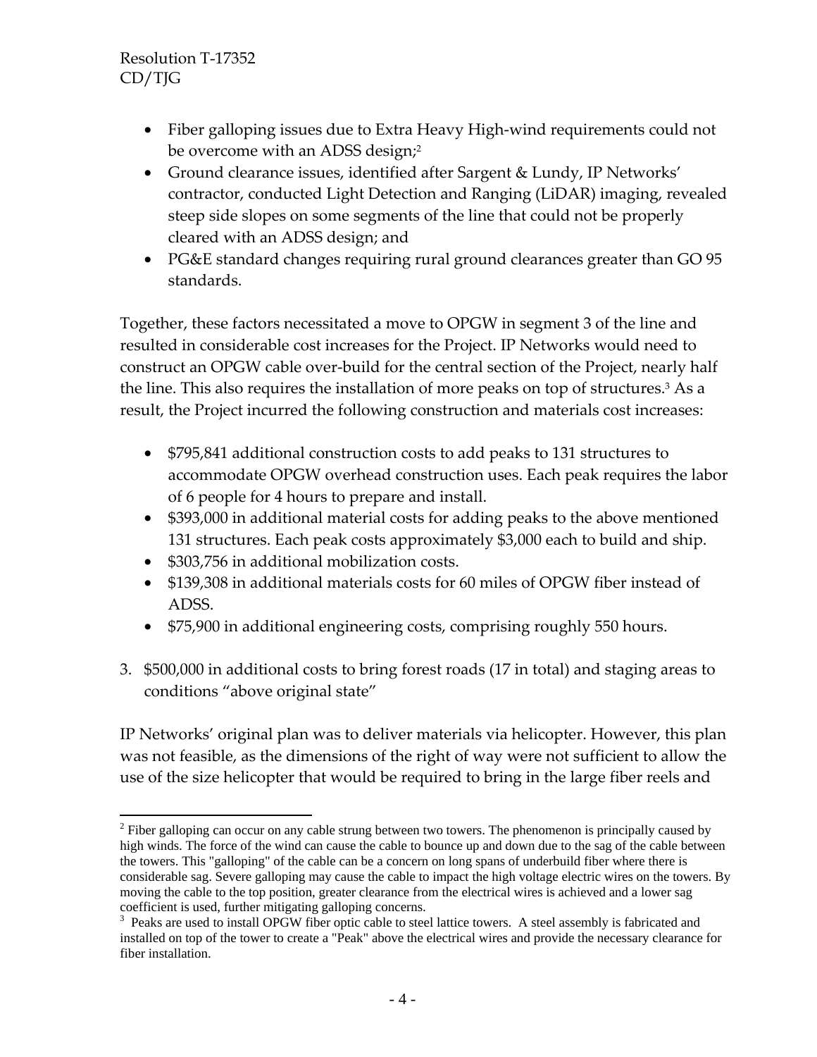- Fiber galloping issues due to Extra Heavy High-wind requirements could not be overcome with an ADSS design;[2]
- Ground clearance issues, identified after Sargent & Lundy, IP Networks' contractor, conducted Light Detection and Ranging (LiDAR) imaging, revealed steep side slopes on some segments of the line that could not be properly cleared with an ADSS design; and
- PG&E standard changes requiring rural ground clearances greater than GO 95 standards.

Together, these factors necessitated a move to OPGW in segment 3 of the line and resulted in considerable cost increases for the Project. IP Networks would need to construct an OPGW cable over-build for the central section of the Project, nearly half the line. This also requires the installation of more peaks on top of structures.[3] As a result, the Project incurred the following construction and materials cost increases:

- $795,841 additional construction costs to add peaks to 131 structures to accommodate OPGW overhead construction uses. Each peak requires the labor of 6 people for 4 hours to prepare and install.
- $393,000 in additional material costs for adding peaks to the above mentioned 131 structures. Each peak costs approximately $3,000 each to build and ship.
- $303,756 in additional mobilization costs.
- $139,308 in additional materials costs for 60 miles of OPGW fiber instead of ADSS.
- $75,900 in additional engineering costs, comprising roughly 550 hours.

3. $500,000 in additional costs to bring forest roads (17 in total) and staging areas to conditions "above original state"

IP Networks' original plan was to deliver materials via helicopter. However, this plan was not feasible, as the dimensions of the right of way were not sufficient to allow the use of the size helicopter that would be required to bring in the large fiber reels and

---

[2] Fiber galloping can occur on any cable strung between two towers. The phenomenon is principally caused by high winds. The force of the wind can cause the cable to bounce up and down due to the sag of the cable between the towers. This "galloping" of the cable can be a concern on long spans of underbuild fiber where there is considerable sag. Severe galloping may cause the cable to impact the high voltage electric wires on the towers. By moving the cable to the top position, greater clearance from the electrical wires is achieved and a lower sag coefficient is used, further mitigating galloping concerns.

[3] Peaks are used to install OPGW fiber optic cable to steel lattice towers. A steel assembly is fabricated and installed on top of the tower to create a "Peak" above the electrical wires and provide the necessary clearance for fiber installation.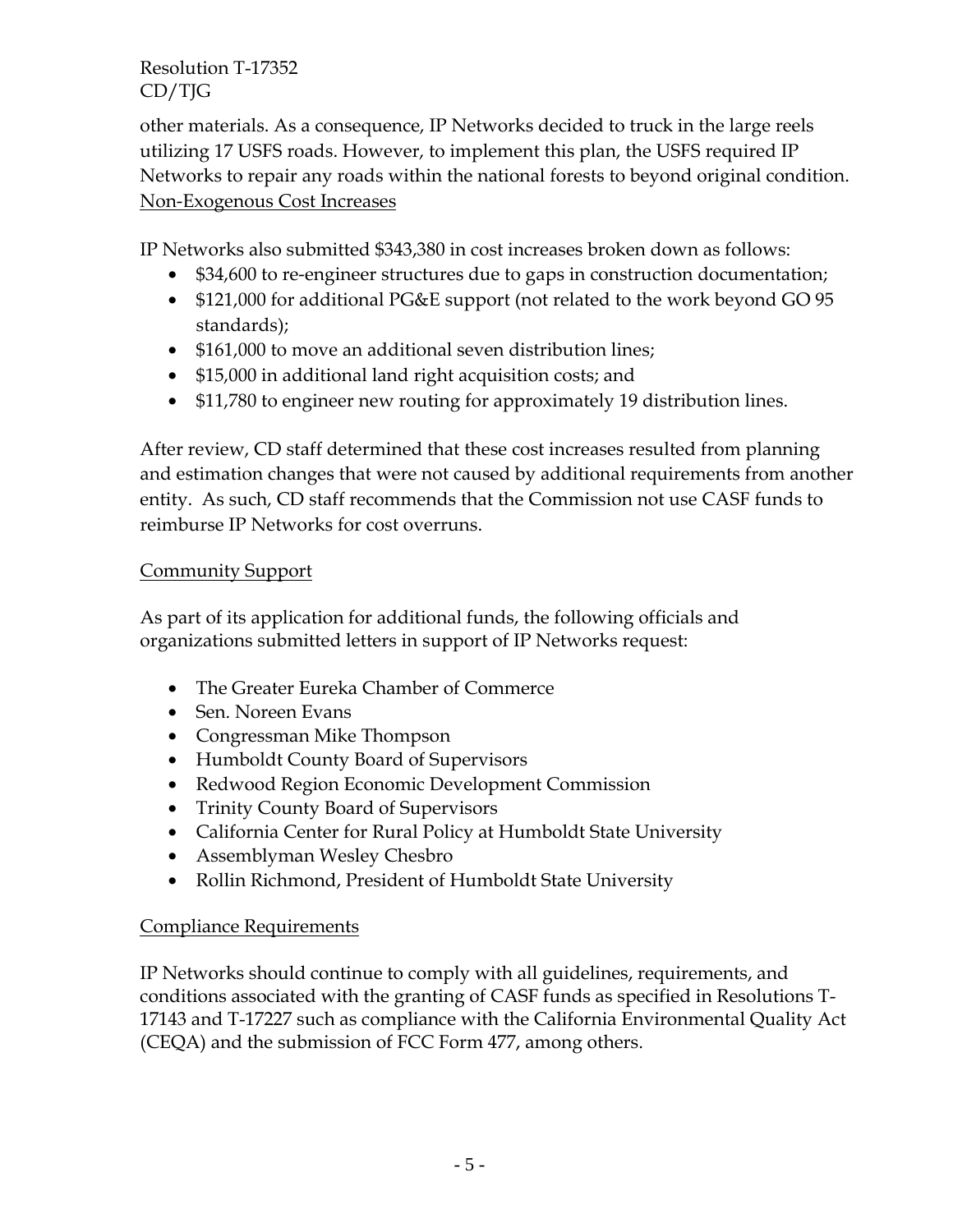other materials. As a consequence, IP Networks decided to truck in the large reels utilizing 17 USFS roads. However, to implement this plan, the USFS required IP Networks to repair any roads within the national forests to beyond original condition.

Non-Exogenous Cost Increases

IP Networks also submitted $343,380 in cost increases broken down as follows:

- $34,600 to re-engineer structures due to gaps in construction documentation;
- $121,000 for additional PG&E support (not related to the work beyond GO 95 standards);
- $161,000 to move an additional seven distribution lines;
- $15,000 in additional land right acquisition costs; and
- $11,780 to engineer new routing for approximately 19 distribution lines.

After review, CD staff determined that these cost increases resulted from planning and estimation changes that were not caused by additional requirements from another entity. As such, CD staff recommends that the Commission not use CASF funds to reimburse IP Networks for cost overruns.

Community Support

As part of its application for additional funds, the following officials and organizations submitted letters in support of IP Networks request:

- The Greater Eureka Chamber of Commerce
- Sen. Noreen Evans
- Congressman Mike Thompson
- Humboldt County Board of Supervisors
- Redwood Region Economic Development Commission
- Trinity County Board of Supervisors
- California Center for Rural Policy at Humboldt State University
- Assemblyman Wesley Chesbro
- Rollin Richmond, President of Humboldt State University

Compliance Requirements

IP Networks should continue to comply with all guidelines, requirements, and conditions associated with the granting of CASF funds as specified in Resolutions T-17143 and T-17227 such as compliance with the California Environmental Quality Act (CEQA) and the submission of FCC Form 477, among others.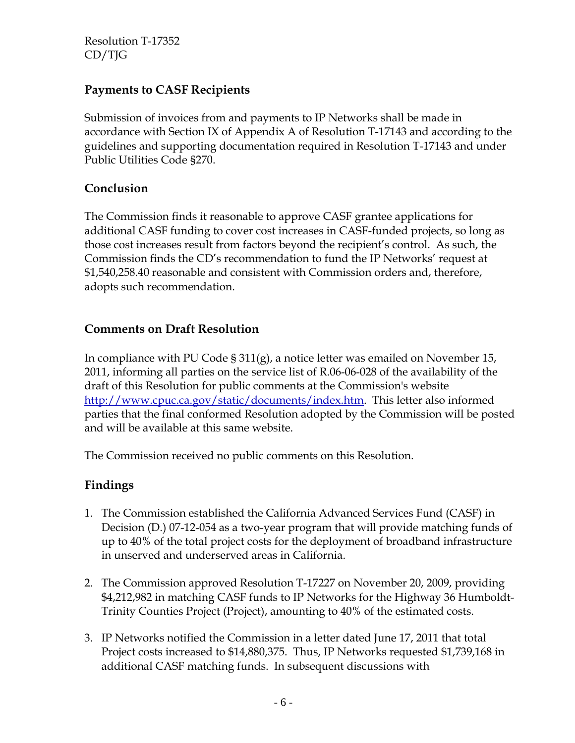## Payments to CASF Recipients

Submission of invoices from and payments to IP Networks shall be made in accordance with Section IX of Appendix A of Resolution T-17143 and according to the guidelines and supporting documentation required in Resolution T-17143 and under Public Utilities Code §270.

## Conclusion

The Commission finds it reasonable to approve CASF grantee applications for additional CASF funding to cover cost increases in CASF-funded projects, so long as those cost increases result from factors beyond the recipient's control. As such, the Commission finds the CD's recommendation to fund the IP Networks' request at $1,540,258.40 reasonable and consistent with Commission orders and, therefore, adopts such recommendation.

## Comments on Draft Resolution

In compliance with PU Code § 311(g), a notice letter was emailed on November 15, 2011, informing all parties on the service list of R.06-06-028 of the availability of the draft of this Resolution for public comments at the Commission's website http://www.cpuc.ca.gov/static/documents/index.htm. This letter also informed parties that the final conformed Resolution adopted by the Commission will be posted and will be available at this same website.

The Commission received no public comments on this Resolution.

## Findings

1. The Commission established the California Advanced Services Fund (CASF) in Decision (D.) 07-12-054 as a two-year program that will provide matching funds of up to 40% of the total project costs for the deployment of broadband infrastructure in unserved and underserved areas in California.

2. The Commission approved Resolution T-17227 on November 20, 2009, providing $4,212,982 in matching CASF funds to IP Networks for the Highway 36 Humboldt-Trinity Counties Project (Project), amounting to 40% of the estimated costs.

3. IP Networks notified the Commission in a letter dated June 17, 2011 that total Project costs increased to $14,880,375. Thus, IP Networks requested $1,739,168 in additional CASF matching funds. In subsequent discussions with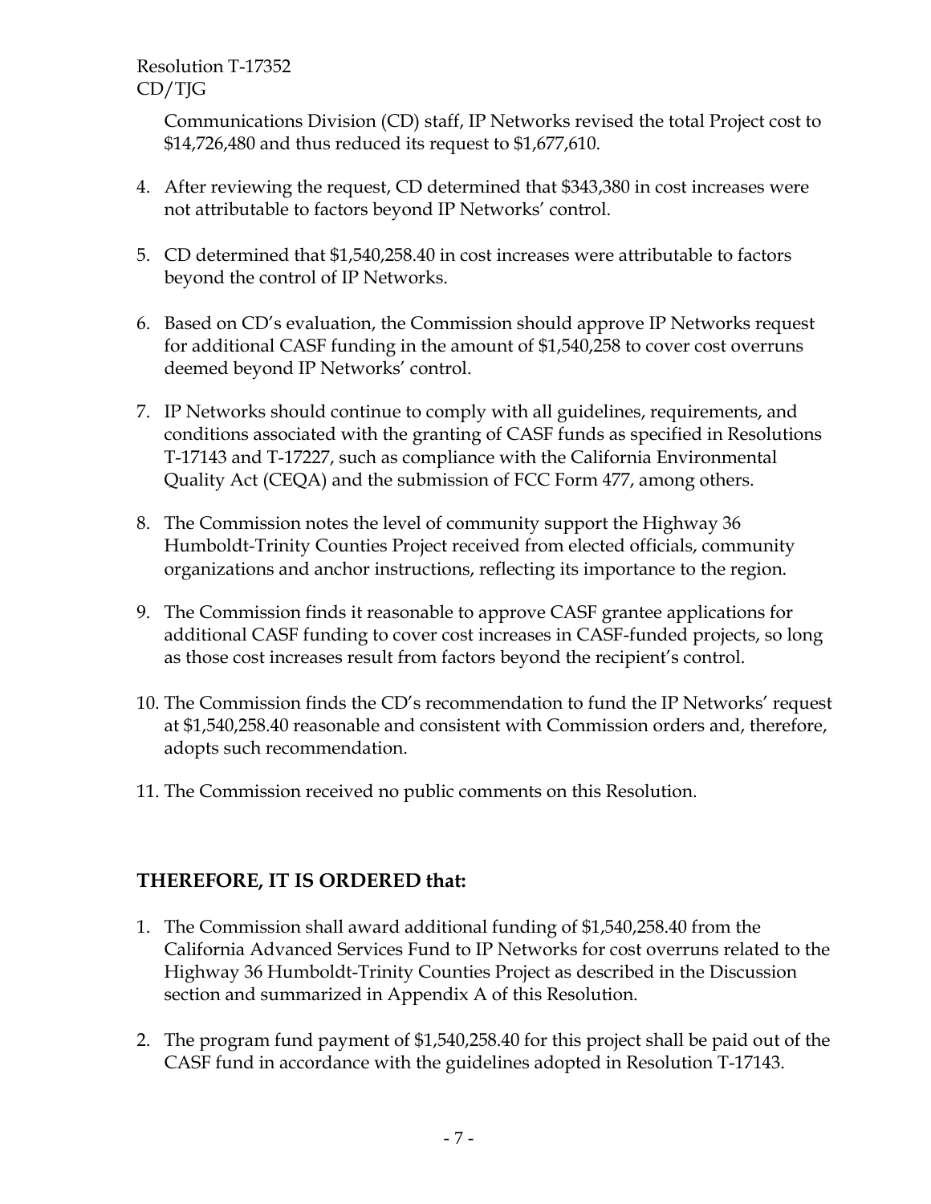Communications Division (CD) staff, IP Networks revised the total Project cost to $14,726,480 and thus reduced its request to $1,677,610.

4. After reviewing the request, CD determined that $343,380 in cost increases were not attributable to factors beyond IP Networks' control.

5. CD determined that $1,540,258.40 in cost increases were attributable to factors beyond the control of IP Networks.

6. Based on CD's evaluation, the Commission should approve IP Networks request for additional CASF funding in the amount of $1,540,258 to cover cost overruns deemed beyond IP Networks' control.

7. IP Networks should continue to comply with all guidelines, requirements, and conditions associated with the granting of CASF funds as specified in Resolutions T-17143 and T-17227, such as compliance with the California Environmental Quality Act (CEQA) and the submission of FCC Form 477, among others.

8. The Commission notes the level of community support the Highway 36 Humboldt-Trinity Counties Project received from elected officials, community organizations and anchor instructions, reflecting its importance to the region.

9. The Commission finds it reasonable to approve CASF grantee applications for additional CASF funding to cover cost increases in CASF-funded projects, so long as those cost increases result from factors beyond the recipient's control.

10. The Commission finds the CD's recommendation to fund the IP Networks' request at $1,540,258.40 reasonable and consistent with Commission orders and, therefore, adopts such recommendation.

11. The Commission received no public comments on this Resolution.

## THEREFORE, IT IS ORDERED that:

1. The Commission shall award additional funding of $1,540,258.40 from the California Advanced Services Fund to IP Networks for cost overruns related to the Highway 36 Humboldt-Trinity Counties Project as described in the Discussion section and summarized in Appendix A of this Resolution.

2. The program fund payment of $1,540,258.40 for this project shall be paid out of the CASF fund in accordance with the guidelines adopted in Resolution T-17143.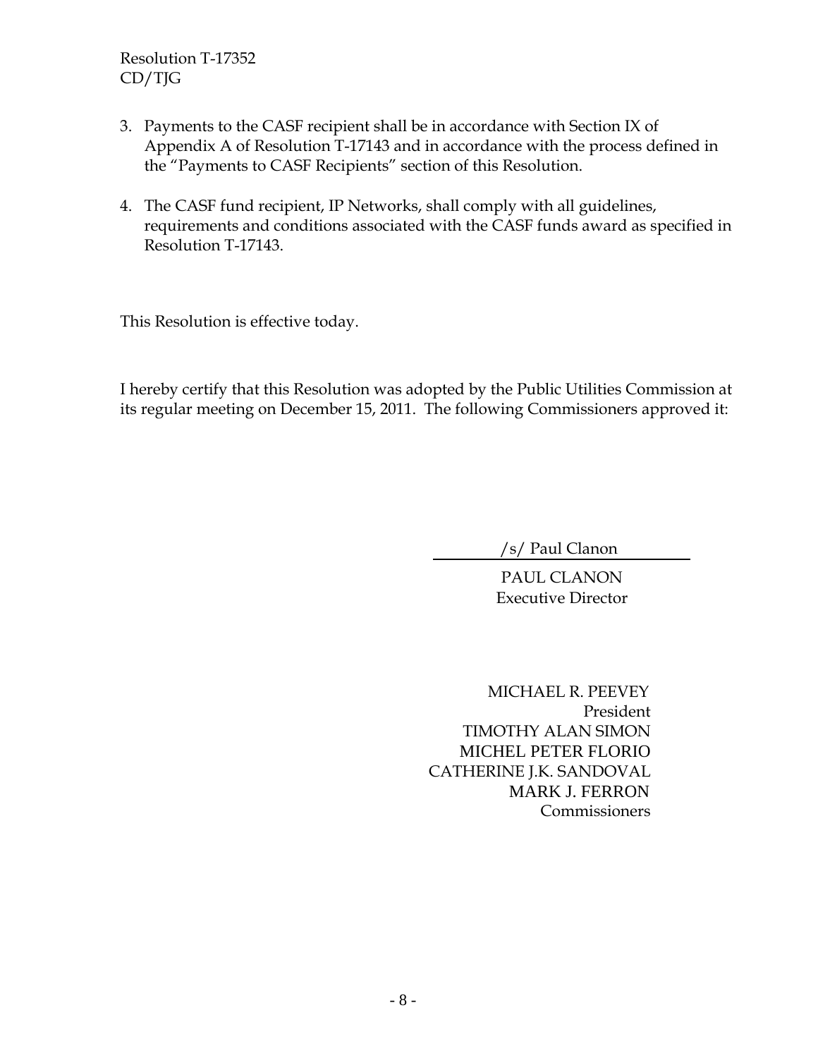3. Payments to the CASF recipient shall be in accordance with Section IX of Appendix A of Resolution T-17143 and in accordance with the process defined in the "Payments to CASF Recipients" section of this Resolution.

4. The CASF fund recipient, IP Networks, shall comply with all guidelines, requirements and conditions associated with the CASF funds award as specified in Resolution T-17143.

This Resolution is effective today.

I hereby certify that this Resolution was adopted by the Public Utilities Commission at its regular meeting on December 15, 2011. The following Commissioners approved it:

/s/ Paul Clanon

PAUL CLANON
Executive Director

MICHAEL R. PEEVEY
President
TIMOTHY ALAN SIMON
MICHEL PETER FLORIO
CATHERINE J.K. SANDOVAL
MARK J. FERRON
Commissioners